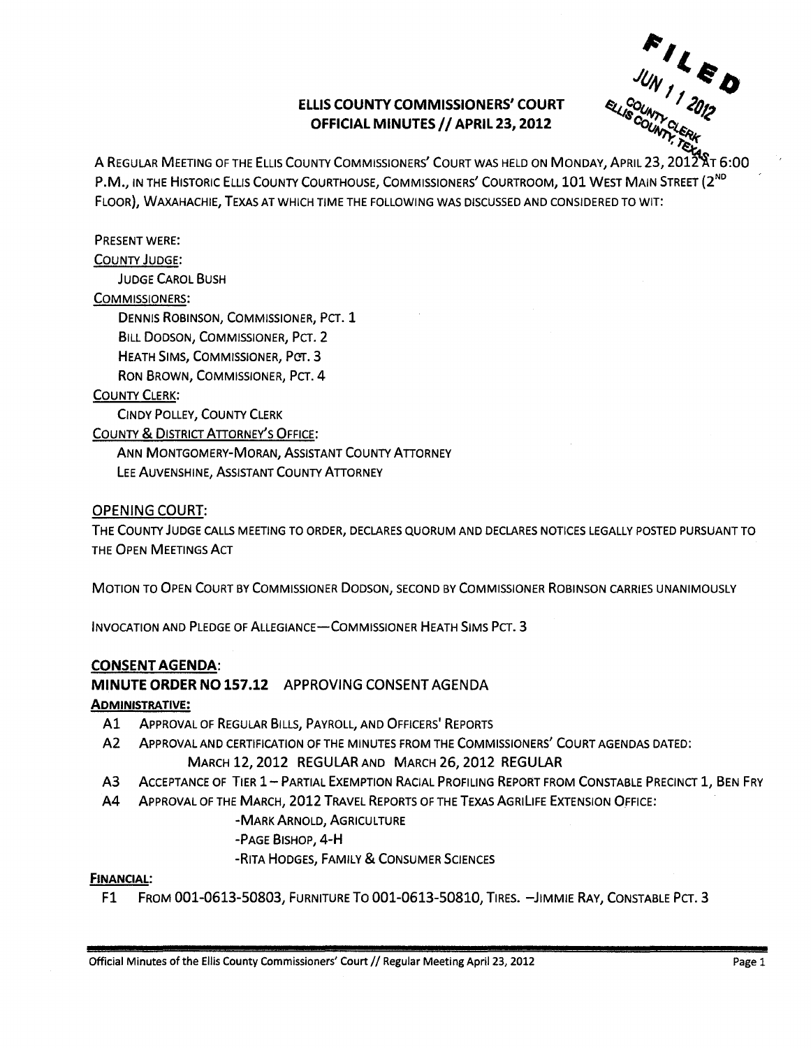# ELLIS COUNTY COMMISSIONERS' COURT
## OFFICIAL MINUTES // APRIL 23, 2012

FILED JUN 11 2012 COUNTY CLERK ELLIS COUNTY, TEXAS

A REGULAR MEETING OF THE ELLIS COUNTY COMMISSIONERS' COURT WAS HELD ON MONDAY, APRIL 23, 2012 AT 6:00 P.M., IN THE HISTORIC ELLIS COUNTY COURTHOUSE, COMMISSIONERS' COURTROOM, 101 WEST MAIN STREET (2ND FLOOR), WAXAHACHIE, TEXAS AT WHICH TIME THE FOLLOWING WAS DISCUSSED AND CONSIDERED TO WIT:

PRESENT WERE:

COUNTY JUDGE:

JUDGE CAROL BUSH

COMMISSIONERS:

DENNIS ROBINSON, COMMISSIONER, PCT. 1
BILL DODSON, COMMISSIONER, PCT. 2
HEATH SIMS, COMMISSIONER, PCT. 3
RON BROWN, COMMISSIONER, PCT. 4

COUNTY CLERK:

CINDY POLLEY, COUNTY CLERK

COUNTY & DISTRICT ATTORNEY'S OFFICE:

ANN MONTGOMERY-MORAN, ASSISTANT COUNTY ATTORNEY
LEE AUVENSHINE, ASSISTANT COUNTY ATTORNEY

## OPENING COURT:

THE COUNTY JUDGE CALLS MEETING TO ORDER, DECLARES QUORUM AND DECLARES NOTICES LEGALLY POSTED PURSUANT TO THE OPEN MEETINGS ACT

MOTION TO OPEN COURT BY COMMISSIONER DODSON, SECOND BY COMMISSIONER ROBINSON CARRIES UNANIMOUSLY

INVOCATION AND PLEDGE OF ALLEGIANCE—COMMISSIONER HEATH SIMS PCT. 3

## CONSENT AGENDA:

### MINUTE ORDER NO 157.12 APPROVING CONSENT AGENDA

**ADMINISTRATIVE:**

- A1 APPROVAL OF REGULAR BILLS, PAYROLL, AND OFFICERS' REPORTS
- A2 APPROVAL AND CERTIFICATION OF THE MINUTES FROM THE COMMISSIONERS' COURT AGENDAS DATED:
  MARCH 12, 2012 REGULAR AND MARCH 26, 2012 REGULAR
- A3 ACCEPTANCE OF TIER 1 – PARTIAL EXEMPTION RACIAL PROFILING REPORT FROM CONSTABLE PRECINCT 1, BEN FRY
- A4 APPROVAL OF THE MARCH, 2012 TRAVEL REPORTS OF THE TEXAS AGRILIFE EXTENSION OFFICE:
  - -MARK ARNOLD, AGRICULTURE
  - -PAGE BISHOP, 4-H
  - -RITA HODGES, FAMILY & CONSUMER SCIENCES

**FINANCIAL:**

- F1 FROM 001-0613-50803, FURNITURE TO 001-0613-50810, TIRES. –JIMMIE RAY, CONSTABLE PCT. 3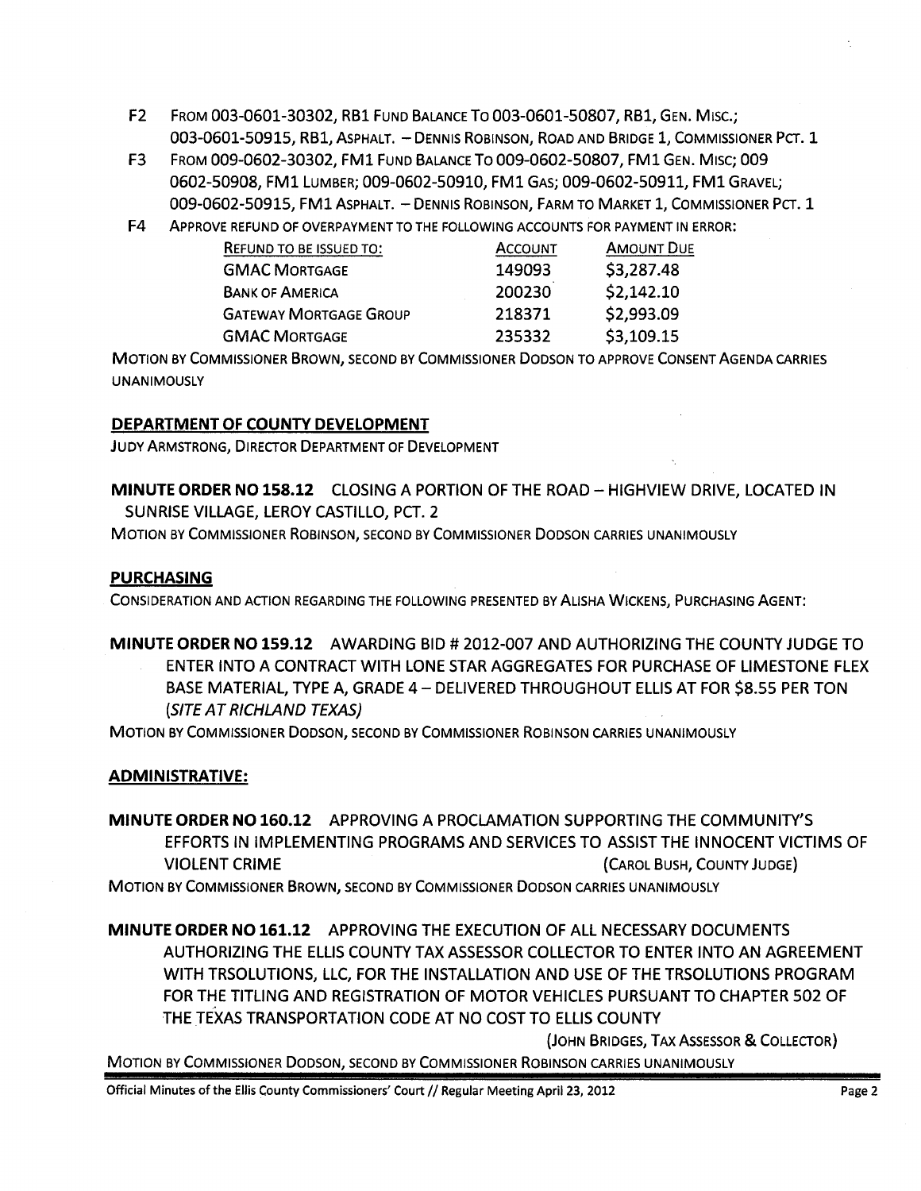F2 FROM 003-0601-30302, RB1 FUND BALANCE TO 003-0601-50807, RB1, GEN. MISC.; 003-0601-50915, RB1, ASPHALT. – DENNIS ROBINSON, ROAD AND BRIDGE 1, COMMISSIONER PCT. 1

F3 FROM 009-0602-30302, FM1 FUND BALANCE TO 009-0602-50807, FM1 GEN. MISC; 009 0602-50908, FM1 LUMBER; 009-0602-50910, FM1 GAS; 009-0602-50911, FM1 GRAVEL; 009-0602-50915, FM1 ASPHALT. – DENNIS ROBINSON, FARM TO MARKET 1, COMMISSIONER PCT. 1

F4 APPROVE REFUND OF OVERPAYMENT TO THE FOLLOWING ACCOUNTS FOR PAYMENT IN ERROR:

| REFUND TO BE ISSUED TO: | ACCOUNT | AMOUNT DUE |
|---|---|---|
| GMAC MORTGAGE | 149093 | $3,287.48 |
| BANK OF AMERICA | 200230 | $2,142.10 |
| GATEWAY MORTGAGE GROUP | 218371 | $2,993.09 |
| GMAC MORTGAGE | 235332 | $3,109.15 |

MOTION BY COMMISSIONER BROWN, SECOND BY COMMISSIONER DODSON TO APPROVE CONSENT AGENDA CARRIES UNANIMOUSLY

## DEPARTMENT OF COUNTY DEVELOPMENT

JUDY ARMSTRONG, DIRECTOR DEPARTMENT OF DEVELOPMENT

**MINUTE ORDER NO 158.12** CLOSING A PORTION OF THE ROAD – HIGHVIEW DRIVE, LOCATED IN SUNRISE VILLAGE, LEROY CASTILLO, PCT. 2

MOTION BY COMMISSIONER ROBINSON, SECOND BY COMMISSIONER DODSON CARRIES UNANIMOUSLY

## PURCHASING

CONSIDERATION AND ACTION REGARDING THE FOLLOWING PRESENTED BY ALISHA WICKENS, PURCHASING AGENT:

**MINUTE ORDER NO 159.12** AWARDING BID # 2012-007 AND AUTHORIZING THE COUNTY JUDGE TO ENTER INTO A CONTRACT WITH LONE STAR AGGREGATES FOR PURCHASE OF LIMESTONE FLEX BASE MATERIAL, TYPE A, GRADE 4 – DELIVERED THROUGHOUT ELLIS AT FOR $8.55 PER TON *(SITE AT RICHLAND TEXAS)*

MOTION BY COMMISSIONER DODSON, SECOND BY COMMISSIONER ROBINSON CARRIES UNANIMOUSLY

## ADMINISTRATIVE:

**MINUTE ORDER NO 160.12** APPROVING A PROCLAMATION SUPPORTING THE COMMUNITY'S EFFORTS IN IMPLEMENTING PROGRAMS AND SERVICES TO ASSIST THE INNOCENT VICTIMS OF VIOLENT CRIME (CAROL BUSH, COUNTY JUDGE)

MOTION BY COMMISSIONER BROWN, SECOND BY COMMISSIONER DODSON CARRIES UNANIMOUSLY

**MINUTE ORDER NO 161.12** APPROVING THE EXECUTION OF ALL NECESSARY DOCUMENTS AUTHORIZING THE ELLIS COUNTY TAX ASSESSOR COLLECTOR TO ENTER INTO AN AGREEMENT WITH TRSOLUTIONS, LLC, FOR THE INSTALLATION AND USE OF THE TRSOLUTIONS PROGRAM FOR THE TITLING AND REGISTRATION OF MOTOR VEHICLES PURSUANT TO CHAPTER 502 OF THE TEXAS TRANSPORTATION CODE AT NO COST TO ELLIS COUNTY (JOHN BRIDGES, TAX ASSESSOR & COLLECTOR)

MOTION BY COMMISSIONER DODSON, SECOND BY COMMISSIONER ROBINSON CARRIES UNANIMOUSLY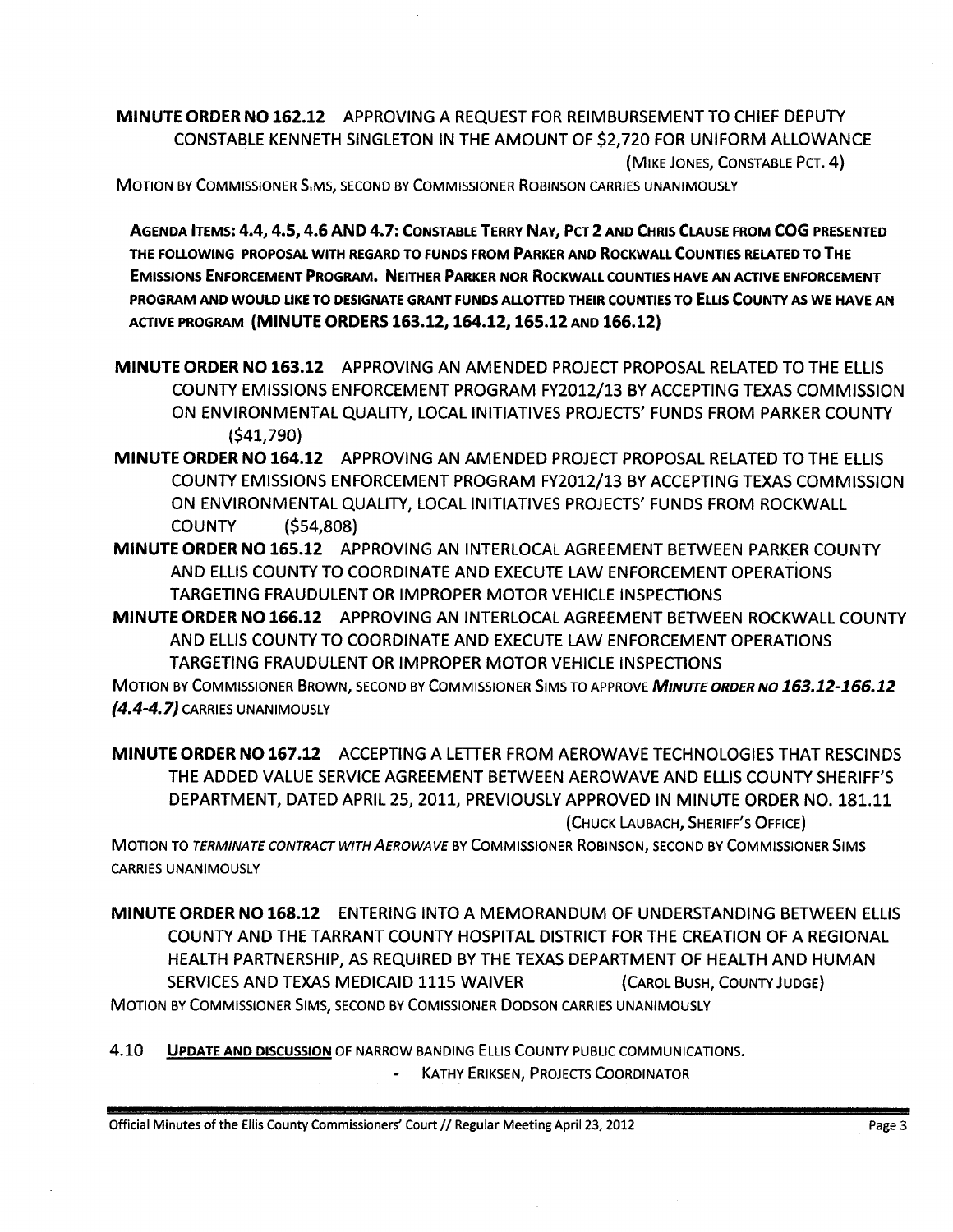**MINUTE ORDER NO 162.12** APPROVING A REQUEST FOR REIMBURSEMENT TO CHIEF DEPUTY CONSTABLE KENNETH SINGLETON IN THE AMOUNT OF $2,720 FOR UNIFORM ALLOWANCE (MIKE JONES, CONSTABLE PCT. 4)

MOTION BY COMMISSIONER SIMS, SECOND BY COMMISSIONER ROBINSON CARRIES UNANIMOUSLY

**AGENDA ITEMS: 4.4, 4.5, 4.6 AND 4.7: CONSTABLE TERRY NAY, PCT 2 AND CHRIS CLAUSE FROM COG PRESENTED THE FOLLOWING PROPOSAL WITH REGARD TO FUNDS FROM PARKER AND ROCKWALL COUNTIES RELATED TO THE EMISSIONS ENFORCEMENT PROGRAM. NEITHER PARKER NOR ROCKWALL COUNTIES HAVE AN ACTIVE ENFORCEMENT PROGRAM AND WOULD LIKE TO DESIGNATE GRANT FUNDS ALLOTTED THEIR COUNTIES TO ELLIS COUNTY AS WE HAVE AN ACTIVE PROGRAM (MINUTE ORDERS 163.12, 164.12, 165.12 AND 166.12)**

**MINUTE ORDER NO 163.12** APPROVING AN AMENDED PROJECT PROPOSAL RELATED TO THE ELLIS COUNTY EMISSIONS ENFORCEMENT PROGRAM FY2012/13 BY ACCEPTING TEXAS COMMISSION ON ENVIRONMENTAL QUALITY, LOCAL INITIATIVES PROJECTS' FUNDS FROM PARKER COUNTY ($41,790)

**MINUTE ORDER NO 164.12** APPROVING AN AMENDED PROJECT PROPOSAL RELATED TO THE ELLIS COUNTY EMISSIONS ENFORCEMENT PROGRAM FY2012/13 BY ACCEPTING TEXAS COMMISSION ON ENVIRONMENTAL QUALITY, LOCAL INITIATIVES PROJECTS' FUNDS FROM ROCKWALL COUNTY ($54,808)

**MINUTE ORDER NO 165.12** APPROVING AN INTERLOCAL AGREEMENT BETWEEN PARKER COUNTY AND ELLIS COUNTY TO COORDINATE AND EXECUTE LAW ENFORCEMENT OPERATIONS TARGETING FRAUDULENT OR IMPROPER MOTOR VEHICLE INSPECTIONS

**MINUTE ORDER NO 166.12** APPROVING AN INTERLOCAL AGREEMENT BETWEEN ROCKWALL COUNTY AND ELLIS COUNTY TO COORDINATE AND EXECUTE LAW ENFORCEMENT OPERATIONS TARGETING FRAUDULENT OR IMPROPER MOTOR VEHICLE INSPECTIONS

MOTION BY COMMISSIONER BROWN, SECOND BY COMMISSIONER SIMS TO APPROVE ***MINUTE ORDER NO 163.12-166.12 (4.4-4.7)*** CARRIES UNANIMOUSLY

**MINUTE ORDER NO 167.12** ACCEPTING A LETTER FROM AEROWAVE TECHNOLOGIES THAT RESCINDS THE ADDED VALUE SERVICE AGREEMENT BETWEEN AEROWAVE AND ELLIS COUNTY SHERIFF'S DEPARTMENT, DATED APRIL 25, 2011, PREVIOUSLY APPROVED IN MINUTE ORDER NO. 181.11 (CHUCK LAUBACH, SHERIFF'S OFFICE)

MOTION TO *TERMINATE CONTRACT WITH AEROWAVE* BY COMMISSIONER ROBINSON, SECOND BY COMMISSIONER SIMS CARRIES UNANIMOUSLY

**MINUTE ORDER NO 168.12** ENTERING INTO A MEMORANDUM OF UNDERSTANDING BETWEEN ELLIS COUNTY AND THE TARRANT COUNTY HOSPITAL DISTRICT FOR THE CREATION OF A REGIONAL HEALTH PARTNERSHIP, AS REQUIRED BY THE TEXAS DEPARTMENT OF HEALTH AND HUMAN SERVICES AND TEXAS MEDICAID 1115 WAIVER (CAROL BUSH, COUNTY JUDGE)

MOTION BY COMMISSIONER SIMS, SECOND BY COMISSIONER DODSON CARRIES UNANIMOUSLY

4.10 **UPDATE AND DISCUSSION** OF NARROW BANDING ELLIS COUNTY PUBLIC COMMUNICATIONS.

- KATHY ERIKSEN, PROJECTS COORDINATOR

Official Minutes of the Ellis County Commissioners' Court // Regular Meeting April 23, 2012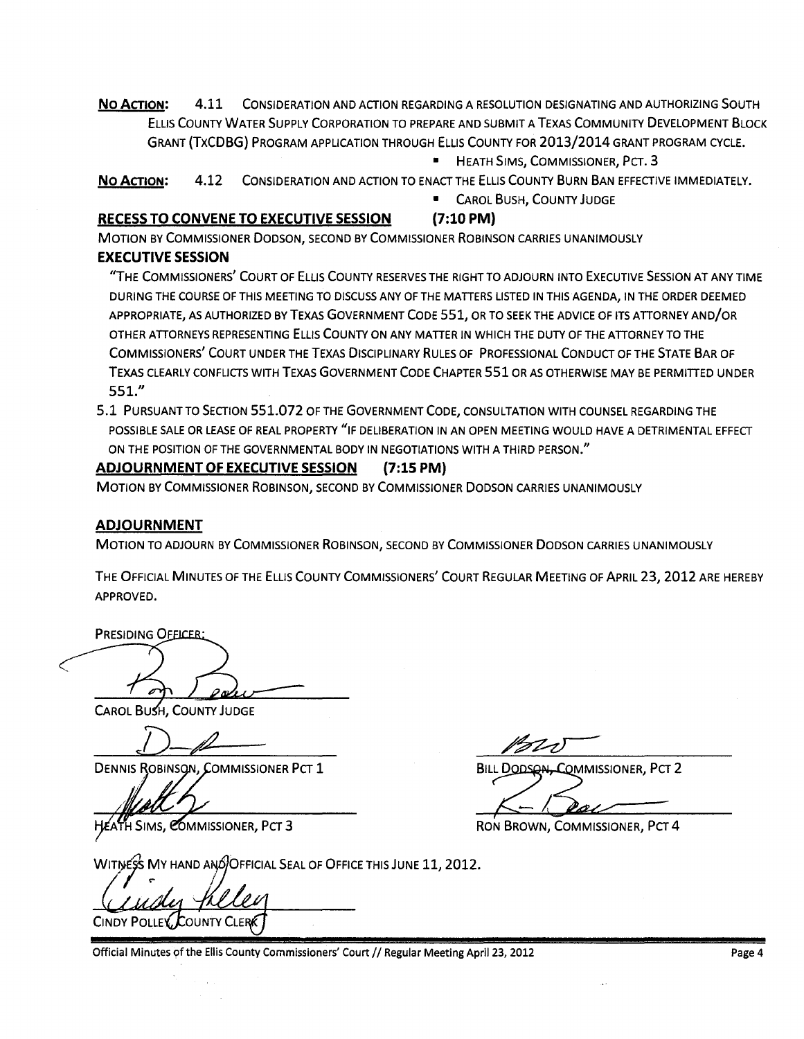**NO ACTION:** 4.11 CONSIDERATION AND ACTION REGARDING A RESOLUTION DESIGNATING AND AUTHORIZING SOUTH ELLIS COUNTY WATER SUPPLY CORPORATION TO PREPARE AND SUBMIT A TEXAS COMMUNITY DEVELOPMENT BLOCK GRANT (TxCDBG) PROGRAM APPLICATION THROUGH ELLIS COUNTY FOR 2013/2014 GRANT PROGRAM CYCLE.

- HEATH SIMS, COMMISSIONER, PCT. 3

**NO ACTION:** 4.12 CONSIDERATION AND ACTION TO ENACT THE ELLIS COUNTY BURN BAN EFFECTIVE IMMEDIATELY.

- CAROL BUSH, COUNTY JUDGE

## RECESS TO CONVENE TO EXECUTIVE SESSION (7:10 PM)

MOTION BY COMMISSIONER DODSON, SECOND BY COMMISSIONER ROBINSON CARRIES UNANIMOUSLY

## EXECUTIVE SESSION

"THE COMMISSIONERS' COURT OF ELLIS COUNTY RESERVES THE RIGHT TO ADJOURN INTO EXECUTIVE SESSION AT ANY TIME DURING THE COURSE OF THIS MEETING TO DISCUSS ANY OF THE MATTERS LISTED IN THIS AGENDA, IN THE ORDER DEEMED APPROPRIATE, AS AUTHORIZED BY TEXAS GOVERNMENT CODE 551, OR TO SEEK THE ADVICE OF ITS ATTORNEY AND/OR OTHER ATTORNEYS REPRESENTING ELLIS COUNTY ON ANY MATTER IN WHICH THE DUTY OF THE ATTORNEY TO THE COMMISSIONERS' COURT UNDER THE TEXAS DISCIPLINARY RULES OF PROFESSIONAL CONDUCT OF THE STATE BAR OF TEXAS CLEARLY CONFLICTS WITH TEXAS GOVERNMENT CODE CHAPTER 551 OR AS OTHERWISE MAY BE PERMITTED UNDER 551."

5.1 PURSUANT TO SECTION 551.072 OF THE GOVERNMENT CODE, CONSULTATION WITH COUNSEL REGARDING THE POSSIBLE SALE OR LEASE OF REAL PROPERTY "IF DELIBERATION IN AN OPEN MEETING WOULD HAVE A DETRIMENTAL EFFECT ON THE POSITION OF THE GOVERNMENTAL BODY IN NEGOTIATIONS WITH A THIRD PERSON."

## ADJOURNMENT OF EXECUTIVE SESSION (7:15 PM)

MOTION BY COMMISSIONER ROBINSON, SECOND BY COMMISSIONER DODSON CARRIES UNANIMOUSLY

## ADJOURNMENT

MOTION TO ADJOURN BY COMMISSIONER ROBINSON, SECOND BY COMMISSIONER DODSON CARRIES UNANIMOUSLY

THE OFFICIAL MINUTES OF THE ELLIS COUNTY COMMISSIONERS' COURT REGULAR MEETING OF APRIL 23, 2012 ARE HEREBY APPROVED.

PRESIDING OFFICER:

CAROL BUSH, COUNTY JUDGE

DENNIS ROBINSON, COMMISSIONER PCT 1

BILL DODSON, COMMISSIONER, PCT 2

HEATH SIMS, COMMISSIONER, PCT 3

RON BROWN, COMMISSIONER, PCT 4

WITNESS MY HAND AND OFFICIAL SEAL OF OFFICE THIS JUNE 11, 2012.

CINDY POLLEY, COUNTY CLERK